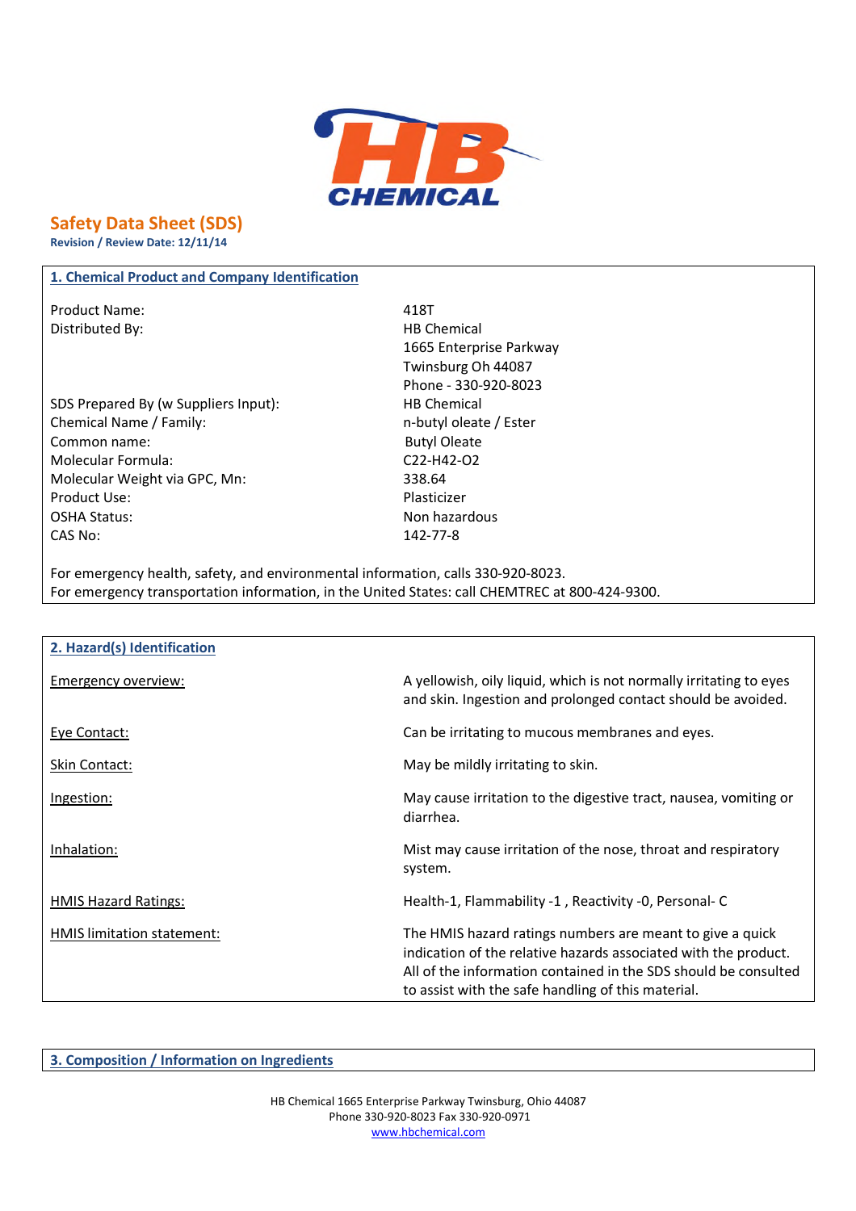# Safety Data Sheet (SDS)

**Revision / Review Date: 12/11/14**

## 1. Chemical Product and Company Identification

| | |
|---|---|
| Product Name: | 418T |
| Distributed By: | HB Chemical<br>1665 Enterprise Parkway<br>Twinsburg Oh 44087<br>Phone - 330-920-8023 |
| SDS Prepared By (w Suppliers Input): | HB Chemical |
| Chemical Name / Family: | n-butyl oleate / Ester |
| Common name: | Butyl Oleate |
| Molecular Formula: | C22-H42-O2 |
| Molecular Weight via GPC, Mn: | 338.64 |
| Product Use: | Plasticizer |
| OSHA Status: | Non hazardous |
| CAS No: | 142-77-8 |

For emergency health, safety, and environmental information, calls 330-920-8023.
For emergency transportation information, in the United States: call CHEMTREC at 800-424-9300.

## 2. Hazard(s) Identification

| | |
|---|---|
| Emergency overview: | A yellowish, oily liquid, which is not normally irritating to eyes and skin. Ingestion and prolonged contact should be avoided. |
| Eye Contact: | Can be irritating to mucous membranes and eyes. |
| Skin Contact: | May be mildly irritating to skin. |
| Ingestion: | May cause irritation to the digestive tract, nausea, vomiting or diarrhea. |
| Inhalation: | Mist may cause irritation of the nose, throat and respiratory system. |
| HMIS Hazard Ratings: | Health-1, Flammability -1 , Reactivity -0, Personal- C |
| HMIS limitation statement: | The HMIS hazard ratings numbers are meant to give a quick indication of the relative hazards associated with the product. All of the information contained in the SDS should be consulted to assist with the safe handling of this material. |

## 3. Composition / Information on Ingredients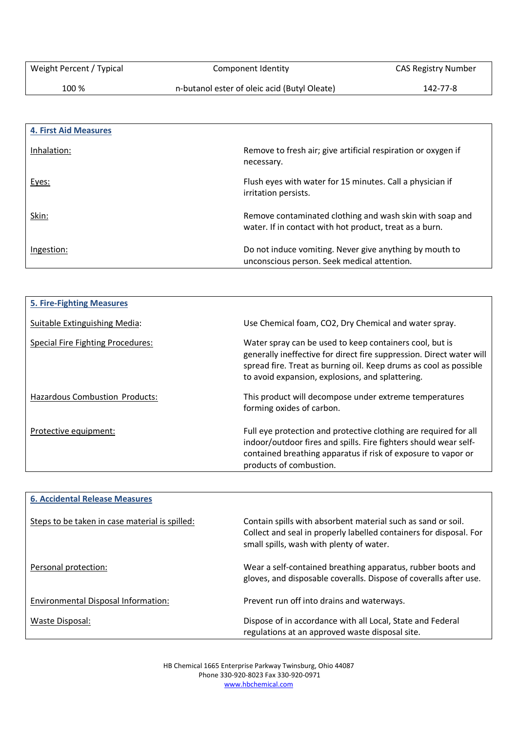| Weight Percent / Typical | Component Identity | CAS Registry Number |
| --- | --- | --- |
| 100 % | n-butanol ester of oleic acid (Butyl Oleate) | 142-77-8 |

## 4. First Aid Measures

| | |
| --- | --- |
| Inhalation: | Remove to fresh air; give artificial respiration or oxygen if necessary. |
| Eyes: | Flush eyes with water for 15 minutes. Call a physician if irritation persists. |
| Skin: | Remove contaminated clothing and wash skin with soap and water. If in contact with hot product, treat as a burn. |
| Ingestion: | Do not induce vomiting. Never give anything by mouth to unconscious person. Seek medical attention. |

## 5. Fire-Fighting Measures

| | |
| --- | --- |
| Suitable Extinguishing Media: | Use Chemical foam, $CO_2$, Dry Chemical and water spray. |
| Special Fire Fighting Procedures: | Water spray can be used to keep containers cool, but is generally ineffective for direct fire suppression. Direct water will spread fire. Treat as burning oil. Keep drums as cool as possible to avoid expansion, explosions, and splattering. |
| Hazardous Combustion Products: | This product will decompose under extreme temperatures forming oxides of carbon. |
| Protective equipment: | Full eye protection and protective clothing are required for all indoor/outdoor fires and spills. Fire fighters should wear self-contained breathing apparatus if risk of exposure to vapor or products of combustion. |

## 6. Accidental Release Measures

| | |
| --- | --- |
| Steps to be taken in case material is spilled: | Contain spills with absorbent material such as sand or soil. Collect and seal in properly labelled containers for disposal. For small spills, wash with plenty of water. |
| Personal protection: | Wear a self-contained breathing apparatus, rubber boots and gloves, and disposable coveralls. Dispose of coveralls after use. |
| Environmental Disposal Information: | Prevent run off into drains and waterways. |
| Waste Disposal: | Dispose of in accordance with all Local, State and Federal regulations at an approved waste disposal site. |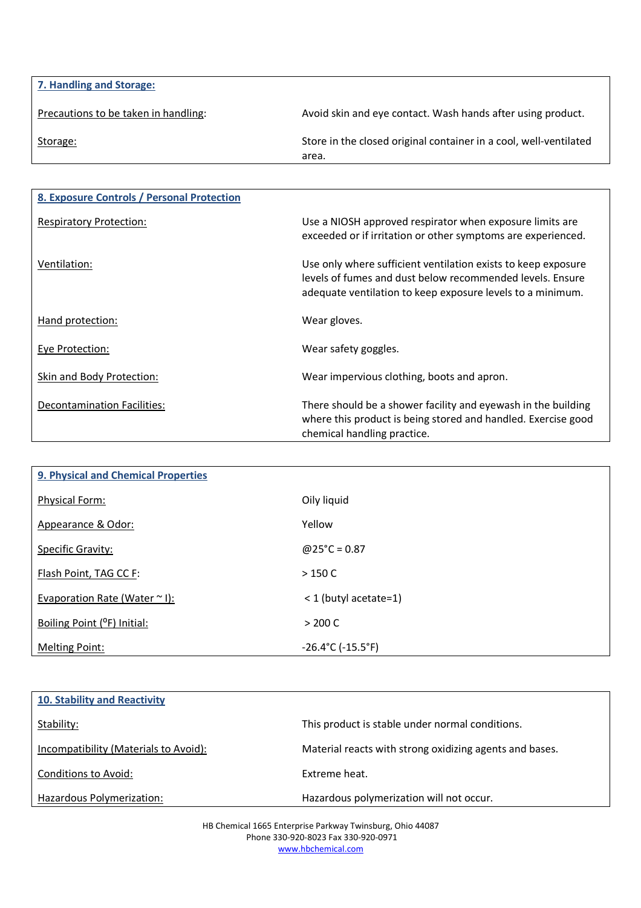## 7. Handling and Storage:

| | |
|---|---|
| Precautions to be taken in handling: | Avoid skin and eye contact. Wash hands after using product. |
| Storage: | Store in the closed original container in a cool, well-ventilated area. |

## 8. Exposure Controls / Personal Protection

| | |
|---|---|
| Respiratory Protection: | Use a NIOSH approved respirator when exposure limits are exceeded or if irritation or other symptoms are experienced. |
| Ventilation: | Use only where sufficient ventilation exists to keep exposure levels of fumes and dust below recommended levels. Ensure adequate ventilation to keep exposure levels to a minimum. |
| Hand protection: | Wear gloves. |
| Eye Protection: | Wear safety goggles. |
| Skin and Body Protection: | Wear impervious clothing, boots and apron. |
| Decontamination Facilities: | There should be a shower facility and eyewash in the building where this product is being stored and handled. Exercise good chemical handling practice. |

## 9. Physical and Chemical Properties

| | |
|---|---|
| Physical Form: | Oily liquid |
| Appearance & Odor: | Yellow |
| Specific Gravity: | @25°C = 0.87 |
| Flash Point, TAG CC F: | > 150 C |
| Evaporation Rate (Water ~ I): | < 1 (butyl acetate=1) |
| Boiling Point (°F) Initial: | > 200 C |
| Melting Point: | -26.4°C (-15.5°F) |

## 10. Stability and Reactivity

| | |
|---|---|
| Stability: | This product is stable under normal conditions. |
| Incompatibility (Materials to Avoid): | Material reacts with strong oxidizing agents and bases. |
| Conditions to Avoid: | Extreme heat. |
| Hazardous Polymerization: | Hazardous polymerization will not occur. |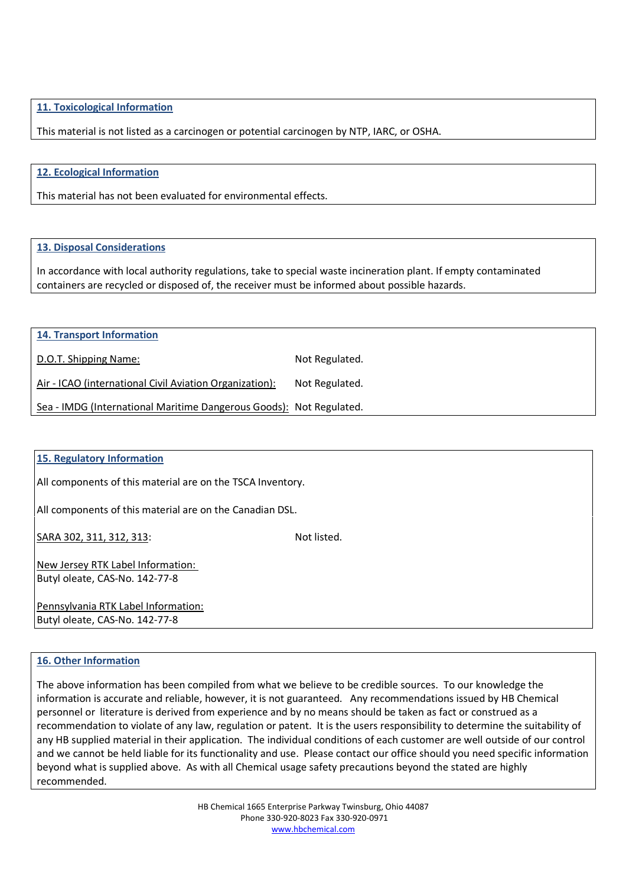## 11. Toxicological Information

This material is not listed as a carcinogen or potential carcinogen by NTP, IARC, or OSHA.

## 12. Ecological Information

This material has not been evaluated for environmental effects.

## 13. Disposal Considerations

In accordance with local authority regulations, take to special waste incineration plant. If empty contaminated containers are recycled or disposed of, the receiver must be informed about possible hazards.

## 14. Transport Information

| | |
|---|---|
| D.O.T. Shipping Name: | Not Regulated. |
| Air - ICAO (international Civil Aviation Organization): | Not Regulated. |
| Sea - IMDG (International Maritime Dangerous Goods): | Not Regulated. |

## 15. Regulatory Information

All components of this material are on the TSCA Inventory.

All components of this material are on the Canadian DSL.

SARA 302, 311, 312, 313: Not listed.

New Jersey RTK Label Information:
Butyl oleate, CAS-No. 142-77-8

Pennsylvania RTK Label Information:
Butyl oleate, CAS-No. 142-77-8

## 16. Other Information

The above information has been compiled from what we believe to be credible sources. To our knowledge the information is accurate and reliable, however, it is not guaranteed. Any recommendations issued by HB Chemical personnel or literature is derived from experience and by no means should be taken as fact or construed as a recommendation to violate of any law, regulation or patent. It is the users responsibility to determine the suitability of any HB supplied material in their application. The individual conditions of each customer are well outside of our control and we cannot be held liable for its functionality and use. Please contact our office should you need specific information beyond what is supplied above. As with all Chemical usage safety precautions beyond the stated are highly recommended.

HB Chemical 1665 Enterprise Parkway Twinsburg, Ohio 44087
Phone 330-920-8023 Fax 330-920-0971
www.hbchemical.com